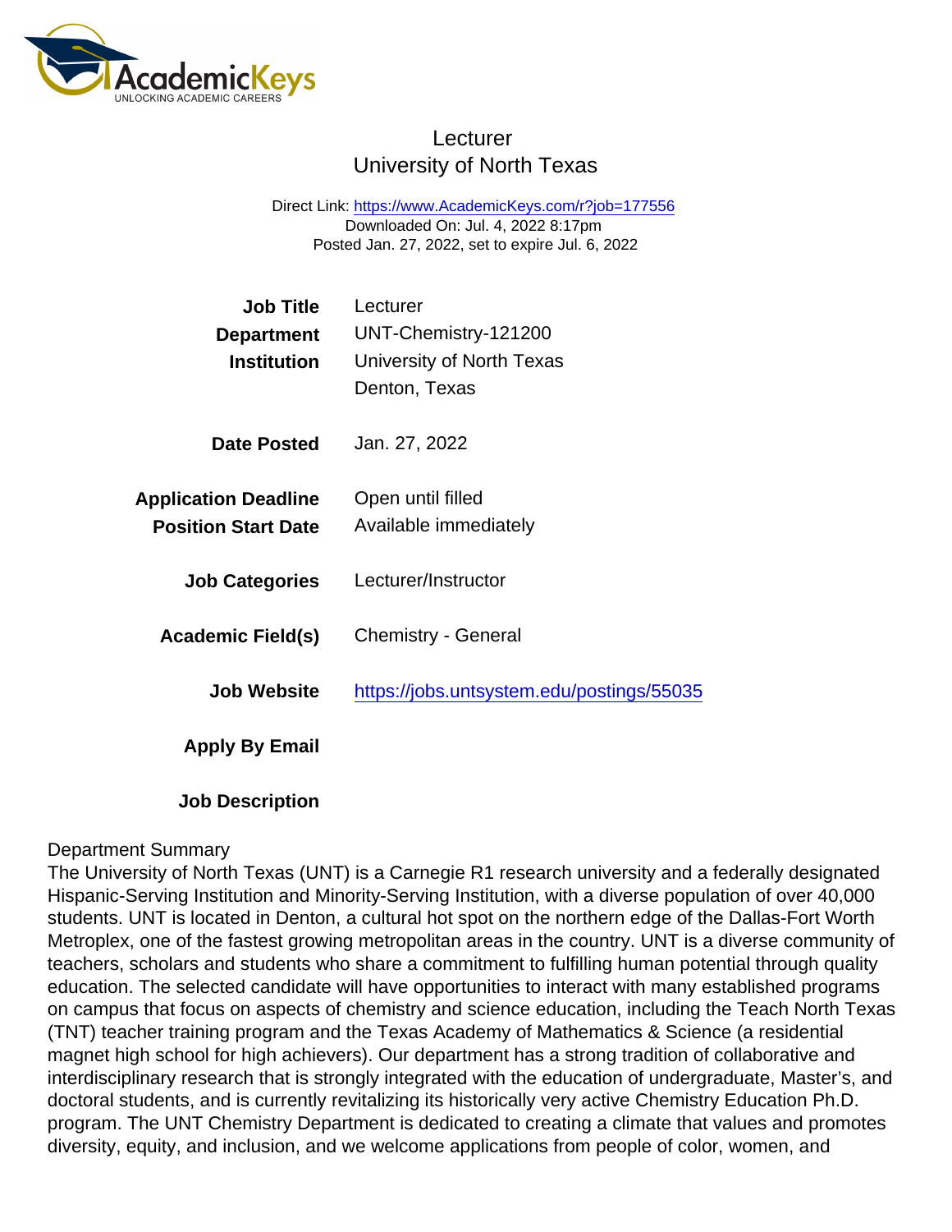# Lecturer
## University of North Texas

Direct Link: https://www.AcademicKeys.com/r?job=177556
Downloaded On: Jul. 4, 2022 8:17pm
Posted Jan. 27, 2022, set to expire Jul. 6, 2022

**Job Title** Lecturer

**Department** UNT-Chemistry-121200

**Institution** University of North Texas
Denton, Texas

**Date Posted** Jan. 27, 2022

**Application Deadline** Open until filled

**Position Start Date** Available immediately

**Job Categories** Lecturer/Instructor

**Academic Field(s)** Chemistry - General

**Job Website** https://jobs.untsystem.edu/postings/55035

**Apply By Email**

**Job Description**

Department Summary
The University of North Texas (UNT) is a Carnegie R1 research university and a federally designated Hispanic-Serving Institution and Minority-Serving Institution, with a diverse population of over 40,000 students. UNT is located in Denton, a cultural hot spot on the northern edge of the Dallas-Fort Worth Metroplex, one of the fastest growing metropolitan areas in the country. UNT is a diverse community of teachers, scholars and students who share a commitment to fulfilling human potential through quality education. The selected candidate will have opportunities to interact with many established programs on campus that focus on aspects of chemistry and science education, including the Teach North Texas (TNT) teacher training program and the Texas Academy of Mathematics & Science (a residential magnet high school for high achievers). Our department has a strong tradition of collaborative and interdisciplinary research that is strongly integrated with the education of undergraduate, Master's, and doctoral students, and is currently revitalizing its historically very active Chemistry Education Ph.D. program. The UNT Chemistry Department is dedicated to creating a climate that values and promotes diversity, equity, and inclusion, and we welcome applications from people of color, women, and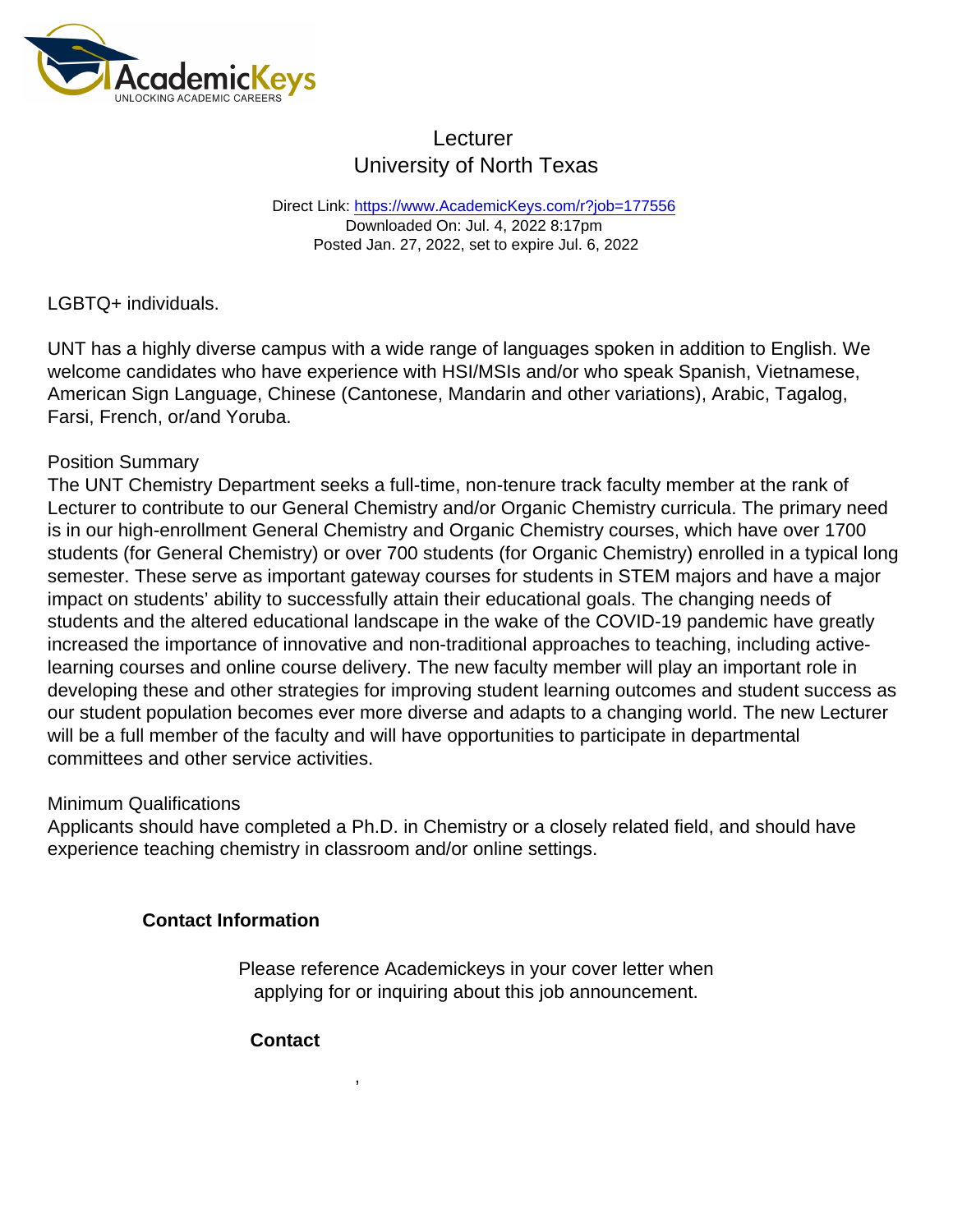LGBTQ+ individuals.

UNT has a highly diverse campus with a wide range of languages spoken in addition to English. We welcome candidates who have experience with HSI/MSIs and/or who speak Spanish, Vietnamese, American Sign Language, Chinese (Cantonese, Mandarin and other variations), Arabic, Tagalog, Farsi, French, or/and Yoruba.

Position Summary
The UNT Chemistry Department seeks a full-time, non-tenure track faculty member at the rank of Lecturer to contribute to our General Chemistry and/or Organic Chemistry curricula. The primary need is in our high-enrollment General Chemistry and Organic Chemistry courses, which have over 1700 students (for General Chemistry) or over 700 students (for Organic Chemistry) enrolled in a typical long semester. These serve as important gateway courses for students in STEM majors and have a major impact on students' ability to successfully attain their educational goals. The changing needs of students and the altered educational landscape in the wake of the COVID-19 pandemic have greatly increased the importance of innovative and non-traditional approaches to teaching, including active-learning courses and online course delivery. The new faculty member will play an important role in developing these and other strategies for improving student learning outcomes and student success as our student population becomes ever more diverse and adapts to a changing world. The new Lecturer will be a full member of the faculty and will have opportunities to participate in departmental committees and other service activities.

Minimum Qualifications
Applicants should have completed a Ph.D. in Chemistry or a closely related field, and should have experience teaching chemistry in classroom and/or online settings.

**Contact Information**

Please reference Academickeys in your cover letter when applying for or inquiring about this job announcement.

**Contact**

,